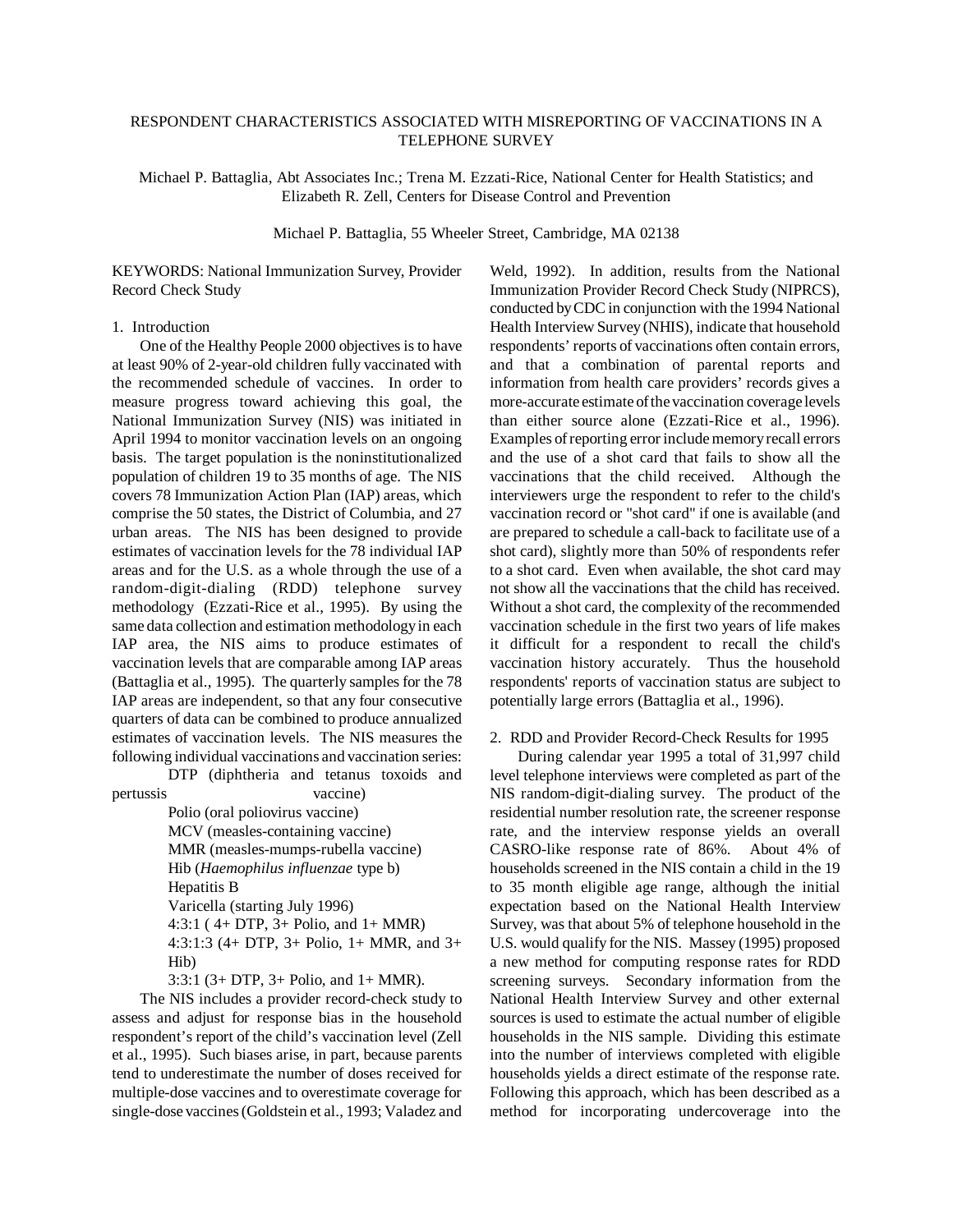# RESPONDENT CHARACTERISTICS ASSOCIATED WITH MISREPORTING OF VACCINATIONS IN A TELEPHONE SURVEY

Michael P. Battaglia, Abt Associates Inc.; Trena M. Ezzati-Rice, National Center for Health Statistics; and Elizabeth R. Zell, Centers for Disease Control and Prevention

Michael P. Battaglia, 55 Wheeler Street, Cambridge, MA 02138

KEYWORDS: National Immunization Survey, Provider Record Check Study

## 1. Introduction

One of the Healthy People 2000 objectives is to have at least 90% of 2-year-old children fully vaccinated with the recommended schedule of vaccines. In order to measure progress toward achieving this goal, the National Immunization Survey (NIS) was initiated in April 1994 to monitor vaccination levels on an ongoing basis. The target population is the noninstitutionalized population of children 19 to 35 months of age. The NIS covers 78 Immunization Action Plan (IAP) areas, which comprise the 50 states, the District of Columbia, and 27 urban areas. The NIS has been designed to provide estimates of vaccination levels for the 78 individual IAP areas and for the U.S. as a whole through the use of a random-digit-dialing (RDD) telephone survey methodology (Ezzati-Rice et al., 1995). By using the same data collection and estimation methodology in each IAP area, the NIS aims to produce estimates of vaccination levels that are comparable among IAP areas (Battaglia et al., 1995). The quarterly samples for the 78 IAP areas are independent, so that any four consecutive quarters of data can be combined to produce annualized estimates of vaccination levels. The NIS measures the following individual vaccinations and vaccination series:

- DTP (diphtheria and tetanus toxoids and pertussis vaccine)
- Polio (oral poliovirus vaccine)
- MCV (measles-containing vaccine)
- MMR (measles-mumps-rubella vaccine)
- Hib (*Haemophilus influenzae* type b)
- Hepatitis B
- Varicella (starting July 1996)
- 4:3:1 ( 4+ DTP, 3+ Polio, and 1+ MMR)
- 4:3:1:3 (4+ DTP, 3+ Polio, 1+ MMR, and 3+ Hib)
- 3:3:1 (3+ DTP, 3+ Polio, and 1+ MMR).

The NIS includes a provider record-check study to assess and adjust for response bias in the household respondent's report of the child's vaccination level (Zell et al., 1995). Such biases arise, in part, because parents tend to underestimate the number of doses received for multiple-dose vaccines and to overestimate coverage for single-dose vaccines (Goldstein et al., 1993; Valadez and Weld, 1992). In addition, results from the National Immunization Provider Record Check Study (NIPRCS), conducted by CDC in conjunction with the 1994 National Health Interview Survey (NHIS), indicate that household respondents' reports of vaccinations often contain errors, and that a combination of parental reports and information from health care providers' records gives a more-accurate estimate of the vaccination coverage levels than either source alone (Ezzati-Rice et al., 1996). Examples of reporting error include memory recall errors and the use of a shot card that fails to show all the vaccinations that the child received. Although the interviewers urge the respondent to refer to the child's vaccination record or "shot card" if one is available (and are prepared to schedule a call-back to facilitate use of a shot card), slightly more than 50% of respondents refer to a shot card. Even when available, the shot card may not show all the vaccinations that the child has received. Without a shot card, the complexity of the recommended vaccination schedule in the first two years of life makes it difficult for a respondent to recall the child's vaccination history accurately. Thus the household respondents' reports of vaccination status are subject to potentially large errors (Battaglia et al., 1996).

## 2. RDD and Provider Record-Check Results for 1995

During calendar year 1995 a total of 31,997 child level telephone interviews were completed as part of the NIS random-digit-dialing survey. The product of the residential number resolution rate, the screener response rate, and the interview response yields an overall CASRO-like response rate of 86%. About 4% of households screened in the NIS contain a child in the 19 to 35 month eligible age range, although the initial expectation based on the National Health Interview Survey, was that about 5% of telephone household in the U.S. would qualify for the NIS. Massey (1995) proposed a new method for computing response rates for RDD screening surveys. Secondary information from the National Health Interview Survey and other external sources is used to estimate the actual number of eligible households in the NIS sample. Dividing this estimate into the number of interviews completed with eligible households yields a direct estimate of the response rate. Following this approach, which has been described as a method for incorporating undercoverage into the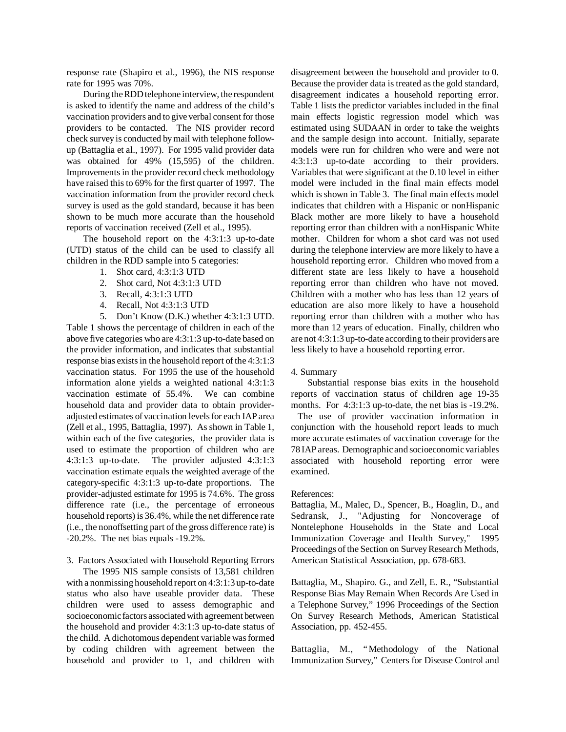response rate (Shapiro et al., 1996), the NIS response rate for 1995 was 70%.

During the RDD telephone interview, the respondent is asked to identify the name and address of the child's vaccination providers and to give verbal consent for those providers to be contacted. The NIS provider record check survey is conducted by mail with telephone follow-up (Battaglia et al., 1997). For 1995 valid provider data was obtained for 49% (15,595) of the children. Improvements in the provider record check methodology have raised this to 69% for the first quarter of 1997. The vaccination information from the provider record check survey is used as the gold standard, because it has been shown to be much more accurate than the household reports of vaccination received (Zell et al., 1995).

The household report on the 4:3:1:3 up-to-date (UTD) status of the child can be used to classify all children in the RDD sample into 5 categories:

1. Shot card, 4:3:1:3 UTD
2. Shot card, Not 4:3:1:3 UTD
3. Recall, 4:3:1:3 UTD
4. Recall, Not 4:3:1:3 UTD
5. Don't Know (D.K.) whether 4:3:1:3 UTD.

Table 1 shows the percentage of children in each of the above five categories who are 4:3:1:3 up-to-date based on the provider information, and indicates that substantial response bias exists in the household report of the 4:3:1:3 vaccination status. For 1995 the use of the household information alone yields a weighted national 4:3:1:3 vaccination estimate of 55.4%. We can combine household data and provider data to obtain provider-adjusted estimates of vaccination levels for each IAP area (Zell et al., 1995, Battaglia, 1997). As shown in Table 1, within each of the five categories, the provider data is used to estimate the proportion of children who are 4:3:1:3 up-to-date. The provider adjusted 4:3:1:3 vaccination estimate equals the weighted average of the category-specific 4:3:1:3 up-to-date proportions. The provider-adjusted estimate for 1995 is 74.6%. The gross difference rate (i.e., the percentage of erroneous household reports) is 36.4%, while the net difference rate (i.e., the nonoffsetting part of the gross difference rate) is -20.2%. The net bias equals -19.2%.

## 3. Factors Associated with Household Reporting Errors

The 1995 NIS sample consists of 13,581 children with a nonmissing household report on 4:3:1:3 up-to-date status who also have useable provider data. These children were used to assess demographic and socioeconomic factors associated with agreement between the household and provider 4:3:1:3 up-to-date status of the child. A dichotomous dependent variable was formed by coding children with agreement between the household and provider to 1, and children with disagreement between the household and provider to 0. Because the provider data is treated as the gold standard, disagreement indicates a household reporting error. Table 1 lists the predictor variables included in the final main effects logistic regression model which was estimated using SUDAAN in order to take the weights and the sample design into account. Initially, separate models were run for children who were and were not 4:3:1:3 up-to-date according to their providers. Variables that were significant at the 0.10 level in either model were included in the final main effects model which is shown in Table 3. The final main effects model indicates that children with a Hispanic or nonHispanic Black mother are more likely to have a household reporting error than children with a nonHispanic White mother. Children for whom a shot card was not used during the telephone interview are more likely to have a household reporting error. Children who moved from a different state are less likely to have a household reporting error than children who have not moved. Children with a mother who has less than 12 years of education are also more likely to have a household reporting error than children with a mother who has more than 12 years of education. Finally, children who are not 4:3:1:3 up-to-date according to their providers are less likely to have a household reporting error.

## 4. Summary

Substantial response bias exits in the household reports of vaccination status of children age 19-35 months. For 4:3:1:3 up-to-date, the net bias is -19.2%. The use of provider vaccination information in conjunction with the household report leads to much more accurate estimates of vaccination coverage for the 78 IAP areas. Demographic and socioeconomic variables associated with household reporting error were examined.

## References:

Battaglia, M., Malec, D., Spencer, B., Hoaglin, D., and Sedransk, J., "Adjusting for Noncoverage of Nontelephone Households in the State and Local Immunization Coverage and Health Survey," 1995 Proceedings of the Section on Survey Research Methods, American Statistical Association, pp. 678-683.

Battaglia, M., Shapiro. G., and Zell, E. R., "Substantial Response Bias May Remain When Records Are Used in a Telephone Survey," 1996 Proceedings of the Section On Survey Research Methods, American Statistical Association, pp. 452-455.

Battaglia, M., "Methodology of the National Immunization Survey," Centers for Disease Control and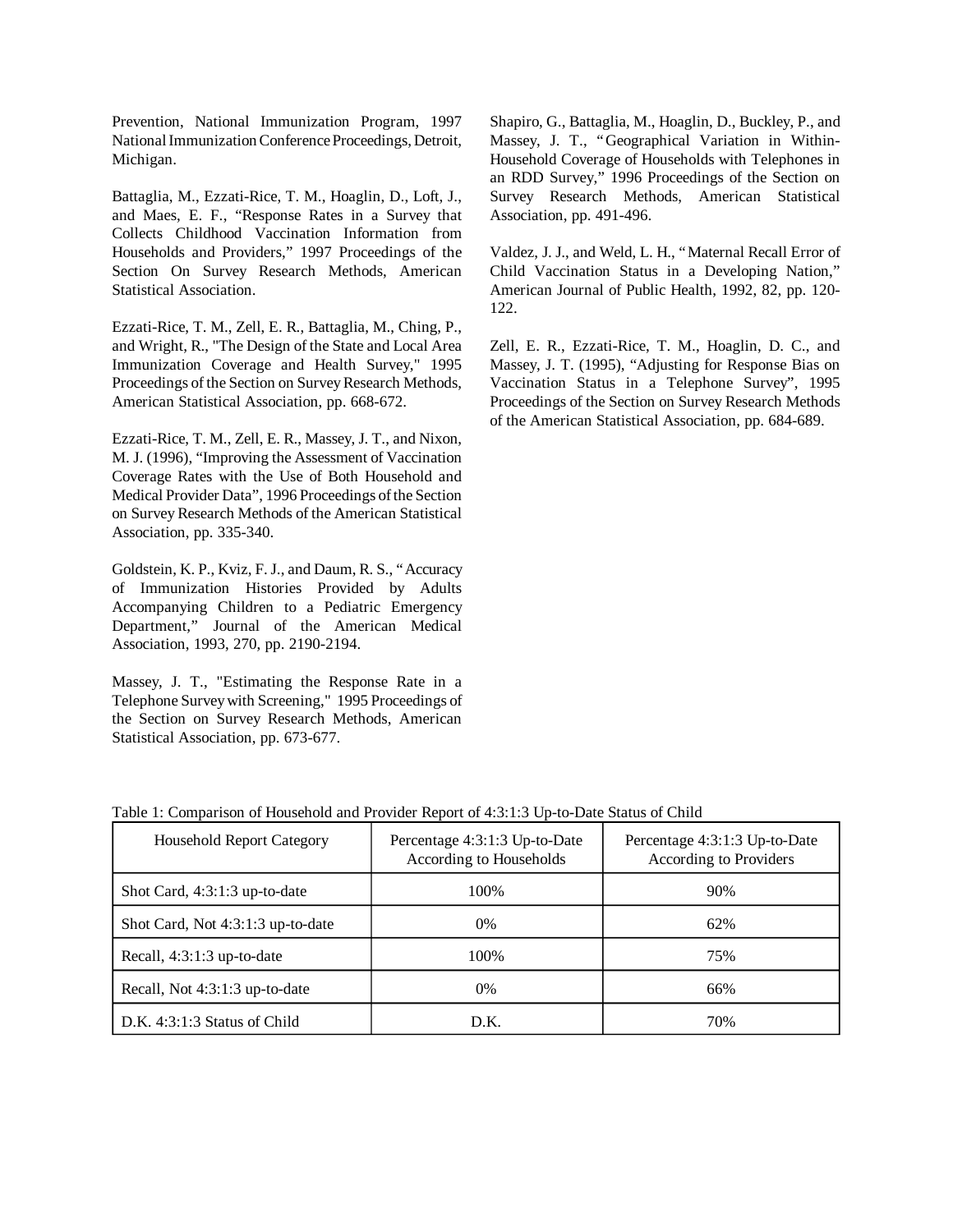Prevention, National Immunization Program, 1997 National Immunization Conference Proceedings, Detroit, Michigan.

Battaglia, M., Ezzati-Rice, T. M., Hoaglin, D., Loft, J., and Maes, E. F., "Response Rates in a Survey that Collects Childhood Vaccination Information from Households and Providers," 1997 Proceedings of the Section On Survey Research Methods, American Statistical Association.

Ezzati-Rice, T. M., Zell, E. R., Battaglia, M., Ching, P., and Wright, R., "The Design of the State and Local Area Immunization Coverage and Health Survey," 1995 Proceedings of the Section on Survey Research Methods, American Statistical Association, pp. 668-672.

Ezzati-Rice, T. M., Zell, E. R., Massey, J. T., and Nixon, M. J. (1996), "Improving the Assessment of Vaccination Coverage Rates with the Use of Both Household and Medical Provider Data", 1996 Proceedings of the Section on Survey Research Methods of the American Statistical Association, pp. 335-340.

Goldstein, K. P., Kviz, F. J., and Daum, R. S., "Accuracy of Immunization Histories Provided by Adults Accompanying Children to a Pediatric Emergency Department," Journal of the American Medical Association, 1993, 270, pp. 2190-2194.

Massey, J. T., "Estimating the Response Rate in a Telephone Survey with Screening," 1995 Proceedings of the Section on Survey Research Methods, American Statistical Association, pp. 673-677.

Shapiro, G., Battaglia, M., Hoaglin, D., Buckley, P., and Massey, J. T., "Geographical Variation in Within-Household Coverage of Households with Telephones in an RDD Survey," 1996 Proceedings of the Section on Survey Research Methods, American Statistical Association, pp. 491-496.

Valdez, J. J., and Weld, L. H., "Maternal Recall Error of Child Vaccination Status in a Developing Nation," American Journal of Public Health, 1992, 82, pp. 120-122.

Zell, E. R., Ezzati-Rice, T. M., Hoaglin, D. C., and Massey, J. T. (1995), "Adjusting for Response Bias on Vaccination Status in a Telephone Survey", 1995 Proceedings of the Section on Survey Research Methods of the American Statistical Association, pp. 684-689.

Table 1: Comparison of Household and Provider Report of 4:3:1:3 Up-to-Date Status of Child

| Household Report Category | Percentage 4:3:1:3 Up-to-Date According to Households | Percentage 4:3:1:3 Up-to-Date According to Providers |
|---|---|---|
| Shot Card, 4:3:1:3 up-to-date | 100% | 90% |
| Shot Card, Not 4:3:1:3 up-to-date | 0% | 62% |
| Recall, 4:3:1:3 up-to-date | 100% | 75% |
| Recall, Not 4:3:1:3 up-to-date | 0% | 66% |
| D.K. 4:3:1:3 Status of Child | D.K. | 70% |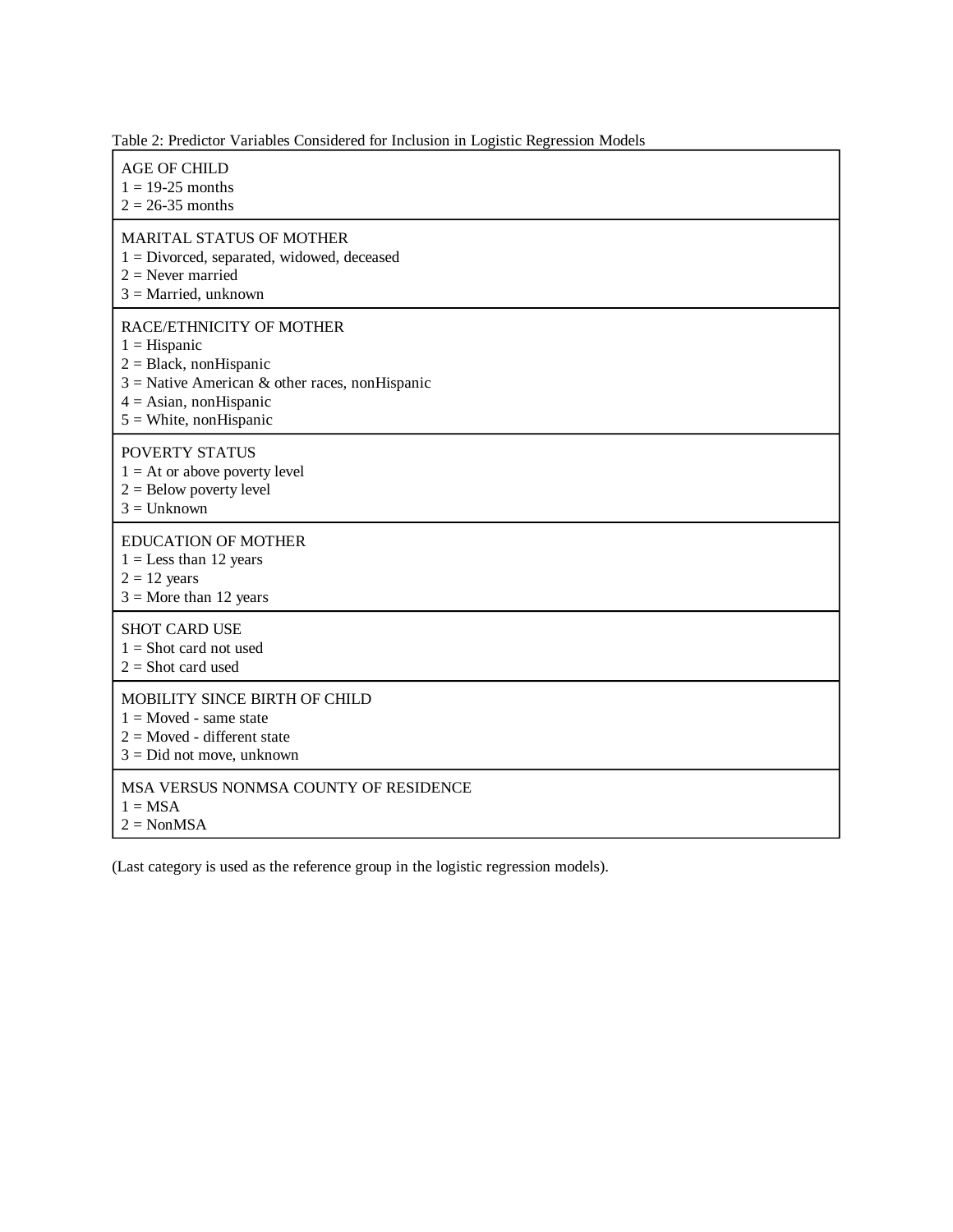Table 2: Predictor Variables Considered for Inclusion in Logistic Regression Models

| |
|---|
| AGE OF CHILD<br>1 = 19-25 months<br>2 = 26-35 months |
| MARITAL STATUS OF MOTHER<br>1 = Divorced, separated, widowed, deceased<br>2 = Never married<br>3 = Married, unknown |
| RACE/ETHNICITY OF MOTHER<br>1 = Hispanic<br>2 = Black, nonHispanic<br>3 = Native American & other races, nonHispanic<br>4 = Asian, nonHispanic<br>5 = White, nonHispanic |
| POVERTY STATUS<br>1 = At or above poverty level<br>2 = Below poverty level<br>3 = Unknown |
| EDUCATION OF MOTHER<br>1 = Less than 12 years<br>2 = 12 years<br>3 = More than 12 years |
| SHOT CARD USE<br>1 = Shot card not used<br>2 = Shot card used |
| MOBILITY SINCE BIRTH OF CHILD<br>1 = Moved - same state<br>2 = Moved - different state<br>3 = Did not move, unknown |
| MSA VERSUS NONMSA COUNTY OF RESIDENCE<br>1 = MSA<br>2 = NonMSA |

(Last category is used as the reference group in the logistic regression models).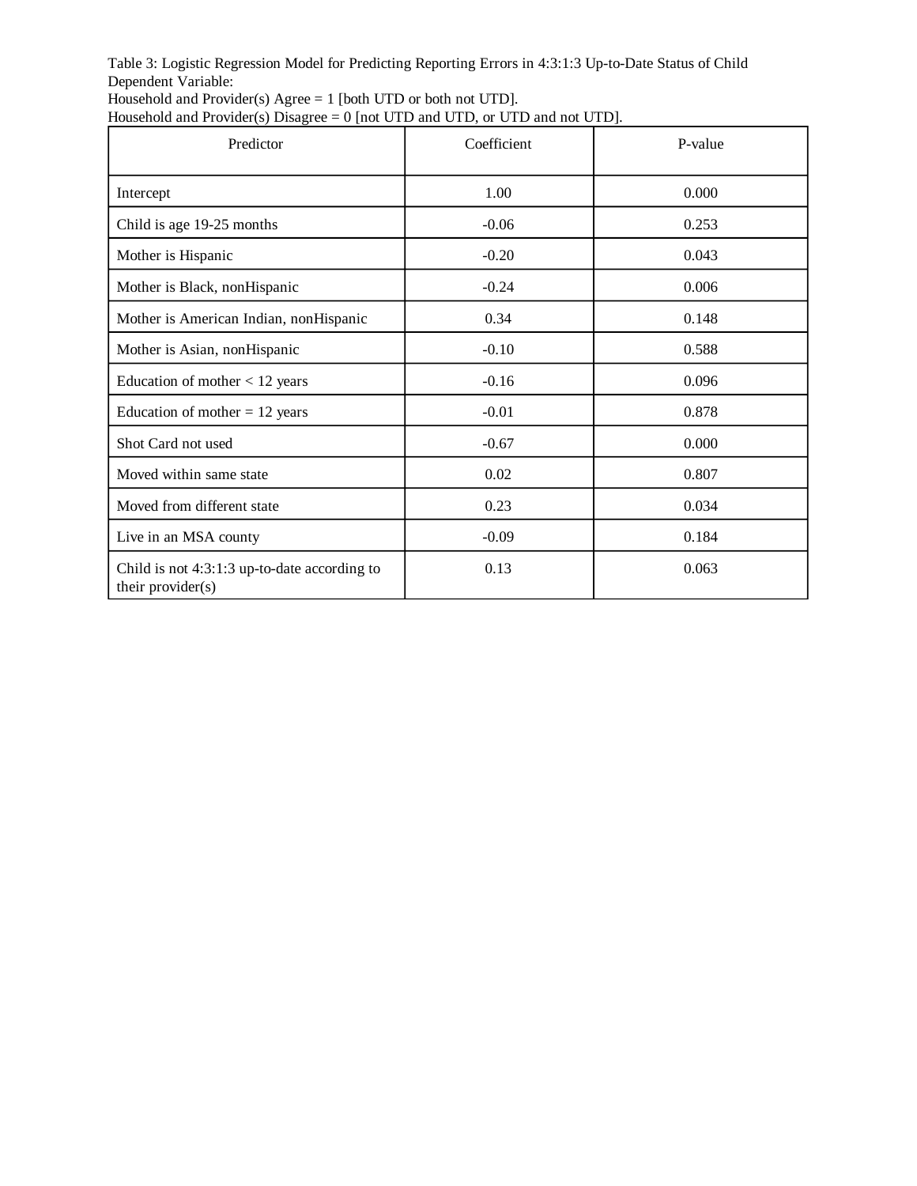Table 3: Logistic Regression Model for Predicting Reporting Errors in 4:3:1:3 Up-to-Date Status of Child
Dependent Variable:
Household and Provider(s) Agree = 1 [both UTD or both not UTD].
Household and Provider(s) Disagree = 0 [not UTD and UTD, or UTD and not UTD].

| Predictor | Coefficient | P-value |
|---|---|---|
| Intercept | 1.00 | 0.000 |
| Child is age 19-25 months | -0.06 | 0.253 |
| Mother is Hispanic | -0.20 | 0.043 |
| Mother is Black, nonHispanic | -0.24 | 0.006 |
| Mother is American Indian, nonHispanic | 0.34 | 0.148 |
| Mother is Asian, nonHispanic | -0.10 | 0.588 |
| Education of mother < 12 years | -0.16 | 0.096 |
| Education of mother = 12 years | -0.01 | 0.878 |
| Shot Card not used | -0.67 | 0.000 |
| Moved within same state | 0.02 | 0.807 |
| Moved from different state | 0.23 | 0.034 |
| Live in an MSA county | -0.09 | 0.184 |
| Child is not 4:3:1:3 up-to-date according to their provider(s) | 0.13 | 0.063 |